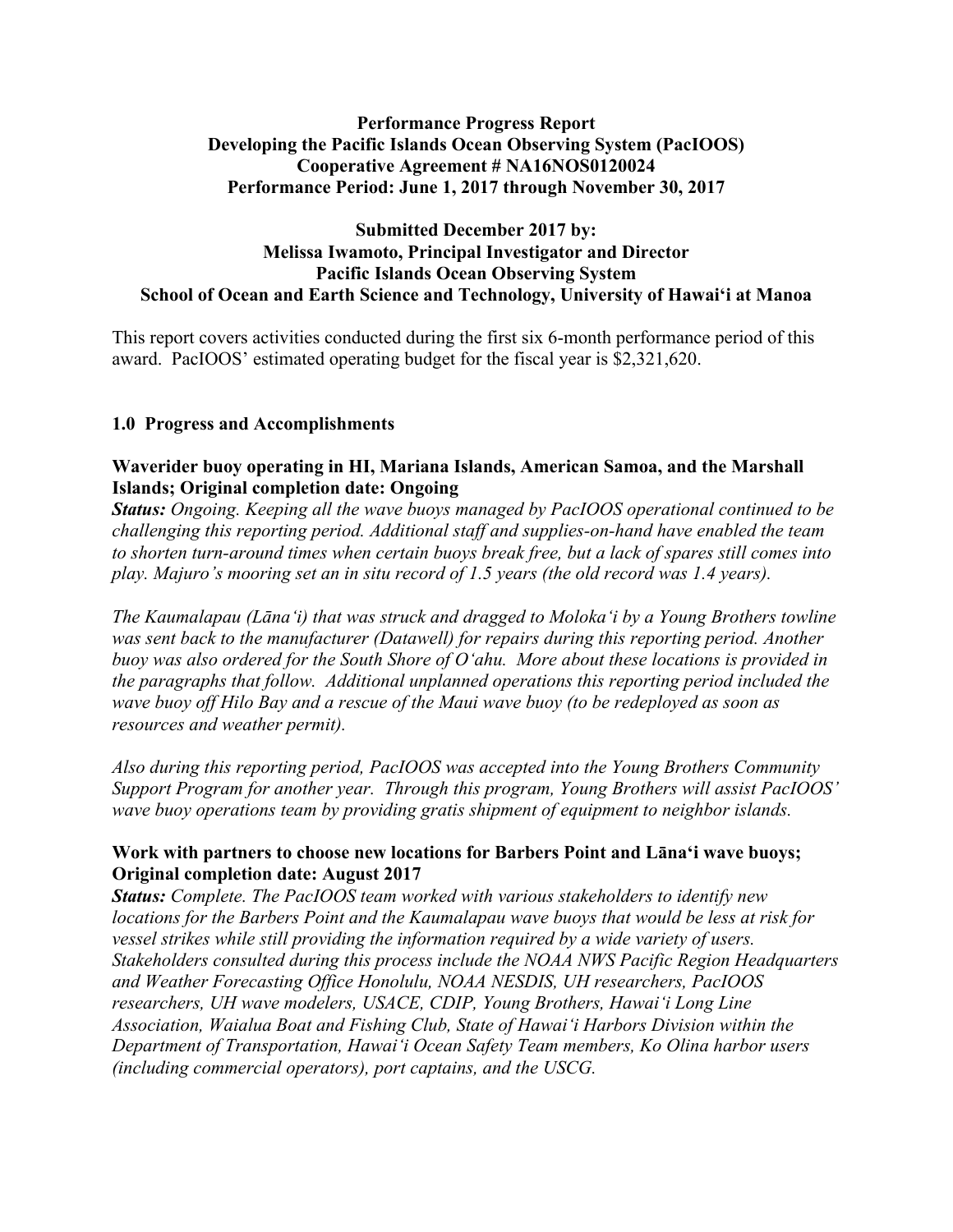**Performance Progress Report**
**Developing the Pacific Islands Ocean Observing System (PacIOOS)**
**Cooperative Agreement # NA16NOS0120024**
**Performance Period: June 1, 2017 through November 30, 2017**

**Submitted December 2017 by:**
**Melissa Iwamoto, Principal Investigator and Director**
**Pacific Islands Ocean Observing System**
**School of Ocean and Earth Science and Technology, University of Hawai'i at Manoa**

This report covers activities conducted during the first six 6-month performance period of this award. PacIOOS' estimated operating budget for the fiscal year is $2,321,620.

## 1.0 Progress and Accomplishments

**Waverider buoy operating in HI, Mariana Islands, American Samoa, and the Marshall Islands; Original completion date: Ongoing**

***Status:*** *Ongoing. Keeping all the wave buoys managed by PacIOOS operational continued to be challenging this reporting period. Additional staff and supplies-on-hand have enabled the team to shorten turn-around times when certain buoys break free, but a lack of spares still comes into play. Majuro's mooring set an in situ record of 1.5 years (the old record was 1.4 years).*

*The Kaumalapau (Lāna'i) that was struck and dragged to Moloka'i by a Young Brothers towline was sent back to the manufacturer (Datawell) for repairs during this reporting period. Another buoy was also ordered for the South Shore of O'ahu. More about these locations is provided in the paragraphs that follow. Additional unplanned operations this reporting period included the wave buoy off Hilo Bay and a rescue of the Maui wave buoy (to be redeployed as soon as resources and weather permit).*

*Also during this reporting period, PacIOOS was accepted into the Young Brothers Community Support Program for another year. Through this program, Young Brothers will assist PacIOOS' wave buoy operations team by providing gratis shipment of equipment to neighbor islands.*

**Work with partners to choose new locations for Barbers Point and Lāna'i wave buoys; Original completion date: August 2017**

***Status:*** *Complete. The PacIOOS team worked with various stakeholders to identify new locations for the Barbers Point and the Kaumalapau wave buoys that would be less at risk for vessel strikes while still providing the information required by a wide variety of users. Stakeholders consulted during this process include the NOAA NWS Pacific Region Headquarters and Weather Forecasting Office Honolulu, NOAA NESDIS, UH researchers, PacIOOS researchers, UH wave modelers, USACE, CDIP, Young Brothers, Hawai'i Long Line Association, Waialua Boat and Fishing Club, State of Hawai'i Harbors Division within the Department of Transportation, Hawai'i Ocean Safety Team members, Ko Olina harbor users (including commercial operators), port captains, and the USCG.*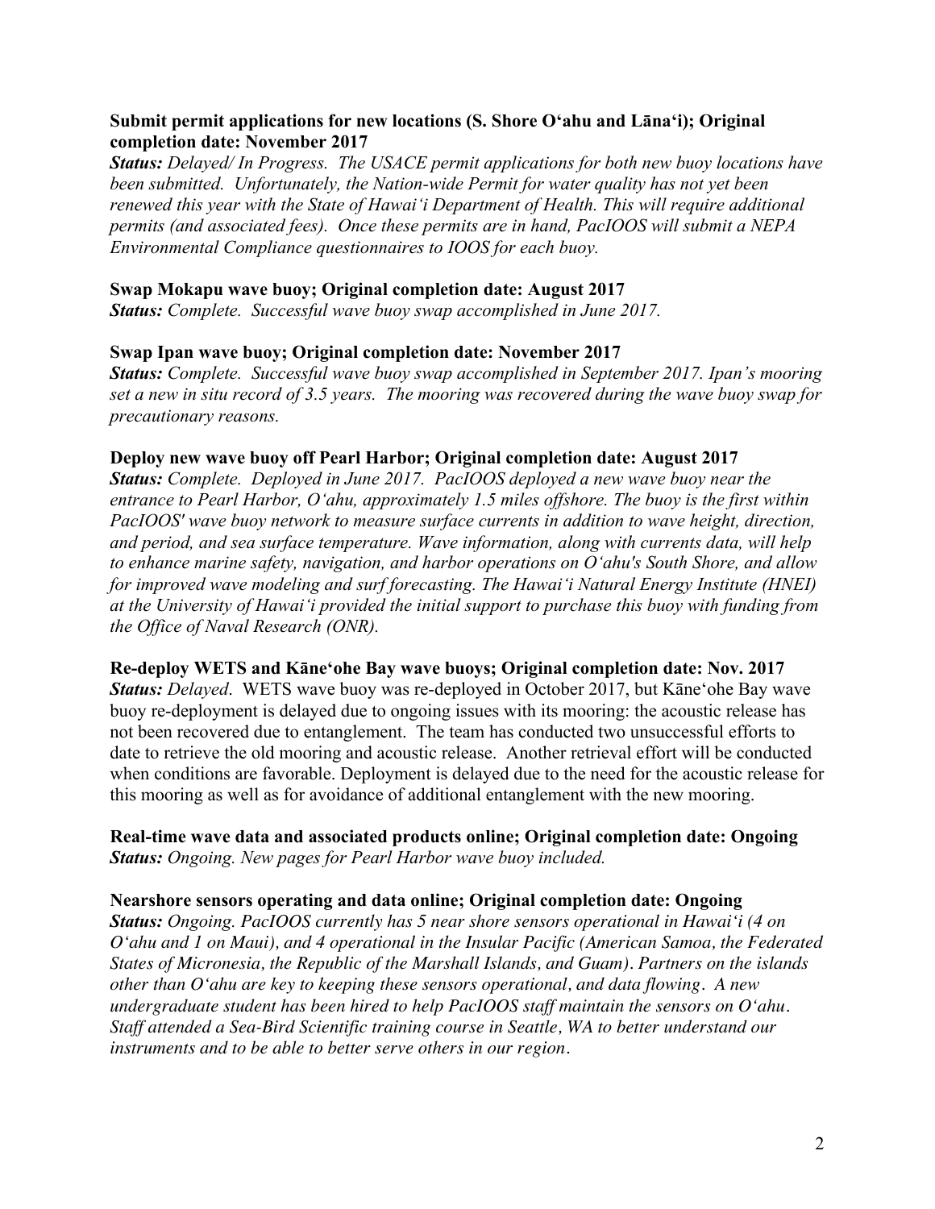**Submit permit applications for new locations (S. Shore O'ahu and Lāna'i); Original completion date: November 2017**
***Status:*** *Delayed/ In Progress. The USACE permit applications for both new buoy locations have been submitted. Unfortunately, the Nation-wide Permit for water quality has not yet been renewed this year with the State of Hawai'i Department of Health. This will require additional permits (and associated fees). Once these permits are in hand, PacIOOS will submit a NEPA Environmental Compliance questionnaires to IOOS for each buoy.*

**Swap Mokapu wave buoy; Original completion date: August 2017**
***Status:*** *Complete. Successful wave buoy swap accomplished in June 2017.*

**Swap Ipan wave buoy; Original completion date: November 2017**
***Status:*** *Complete. Successful wave buoy swap accomplished in September 2017. Ipan's mooring set a new in situ record of 3.5 years. The mooring was recovered during the wave buoy swap for precautionary reasons.*

**Deploy new wave buoy off Pearl Harbor; Original completion date: August 2017**
***Status:*** *Complete. Deployed in June 2017. PacIOOS deployed a new wave buoy near the entrance to Pearl Harbor, O'ahu, approximately 1.5 miles offshore. The buoy is the first within PacIOOS' wave buoy network to measure surface currents in addition to wave height, direction, and period, and sea surface temperature. Wave information, along with currents data, will help to enhance marine safety, navigation, and harbor operations on O'ahu's South Shore, and allow for improved wave modeling and surf forecasting. The Hawai'i Natural Energy Institute (HNEI) at the University of Hawai'i provided the initial support to purchase this buoy with funding from the Office of Naval Research (ONR).*

**Re-deploy WETS and Kāne'ohe Bay wave buoys; Original completion date: Nov. 2017**
***Status:*** *Delayed*. WETS wave buoy was re-deployed in October 2017, but Kāne'ohe Bay wave buoy re-deployment is delayed due to ongoing issues with its mooring: the acoustic release has not been recovered due to entanglement. The team has conducted two unsuccessful efforts to date to retrieve the old mooring and acoustic release. Another retrieval effort will be conducted when conditions are favorable. Deployment is delayed due to the need for the acoustic release for this mooring as well as for avoidance of additional entanglement with the new mooring.

**Real-time wave data and associated products online; Original completion date: Ongoing**
***Status:*** *Ongoing. New pages for Pearl Harbor wave buoy included.*

**Nearshore sensors operating and data online; Original completion date: Ongoing**
***Status:*** *Ongoing. PacIOOS currently has 5 near shore sensors operational in Hawai'i (4 on O'ahu and 1 on Maui), and 4 operational in the Insular Pacific (American Samoa, the Federated States of Micronesia, the Republic of the Marshall Islands, and Guam). Partners on the islands other than O'ahu are key to keeping these sensors operational, and data flowing. A new undergraduate student has been hired to help PacIOOS staff maintain the sensors on O'ahu. Staff attended a Sea-Bird Scientific training course in Seattle, WA to better understand our instruments and to be able to better serve others in our region.*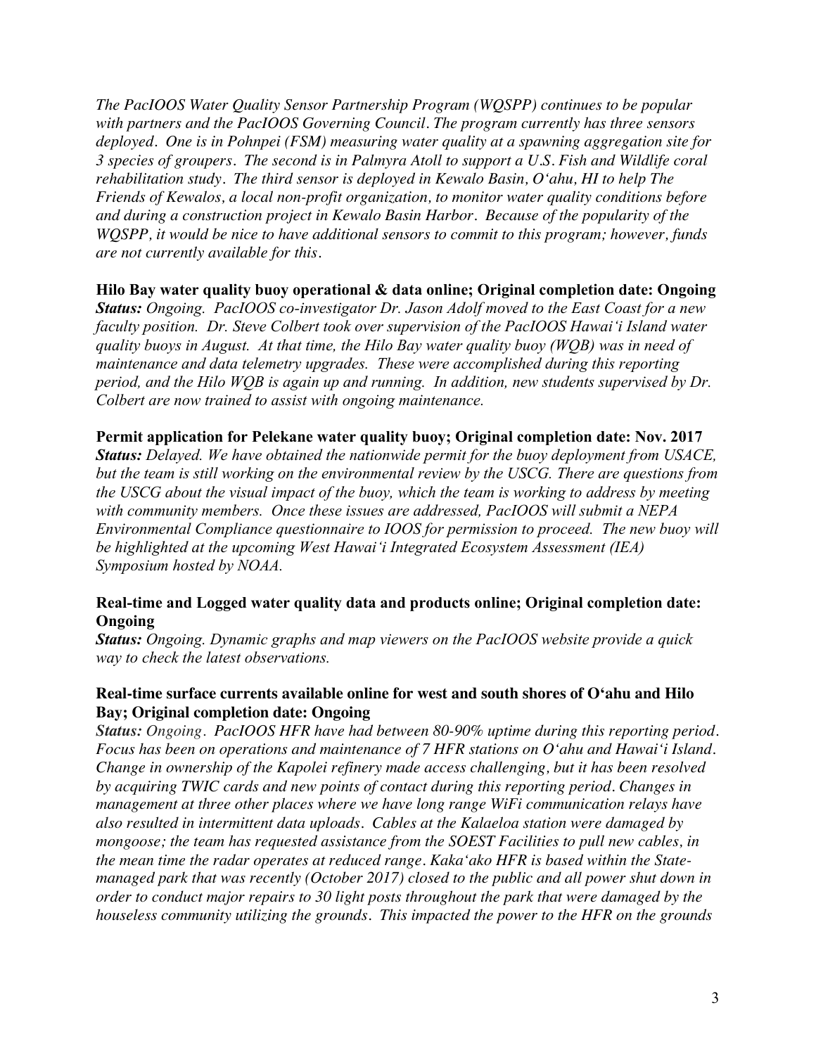*The PacIOOS Water Quality Sensor Partnership Program (WQSPP) continues to be popular with partners and the PacIOOS Governing Council. The program currently has three sensors deployed. One is in Pohnpei (FSM) measuring water quality at a spawning aggregation site for 3 species of groupers. The second is in Palmyra Atoll to support a U.S. Fish and Wildlife coral rehabilitation study. The third sensor is deployed in Kewalo Basin, O'ahu, HI to help The Friends of Kewalos, a local non-profit organization, to monitor water quality conditions before and during a construction project in Kewalo Basin Harbor. Because of the popularity of the WQSPP, it would be nice to have additional sensors to commit to this program; however, funds are not currently available for this.*

**Hilo Bay water quality buoy operational & data online; Original completion date: Ongoing**
***Status:*** *Ongoing. PacIOOS co-investigator Dr. Jason Adolf moved to the East Coast for a new faculty position. Dr. Steve Colbert took over supervision of the PacIOOS Hawai'i Island water quality buoys in August. At that time, the Hilo Bay water quality buoy (WQB) was in need of maintenance and data telemetry upgrades. These were accomplished during this reporting period, and the Hilo WQB is again up and running. In addition, new students supervised by Dr. Colbert are now trained to assist with ongoing maintenance.*

**Permit application for Pelekane water quality buoy; Original completion date: Nov. 2017**
***Status:*** *Delayed. We have obtained the nationwide permit for the buoy deployment from USACE, but the team is still working on the environmental review by the USCG. There are questions from the USCG about the visual impact of the buoy, which the team is working to address by meeting with community members. Once these issues are addressed, PacIOOS will submit a NEPA Environmental Compliance questionnaire to IOOS for permission to proceed. The new buoy will be highlighted at the upcoming West Hawai'i Integrated Ecosystem Assessment (IEA) Symposium hosted by NOAA.*

**Real-time and Logged water quality data and products online; Original completion date: Ongoing**
***Status:*** *Ongoing. Dynamic graphs and map viewers on the PacIOOS website provide a quick way to check the latest observations.*

**Real-time surface currents available online for west and south shores of O'ahu and Hilo Bay; Original completion date: Ongoing**
***Status:*** *Ongoing. PacIOOS HFR have had between 80-90% uptime during this reporting period. Focus has been on operations and maintenance of 7 HFR stations on O'ahu and Hawai'i Island. Change in ownership of the Kapolei refinery made access challenging, but it has been resolved by acquiring TWIC cards and new points of contact during this reporting period. Changes in management at three other places where we have long range WiFi communication relays have also resulted in intermittent data uploads. Cables at the Kalaeloa station were damaged by mongoose; the team has requested assistance from the SOEST Facilities to pull new cables, in the mean time the radar operates at reduced range. Kaka'ako HFR is based within the State-managed park that was recently (October 2017) closed to the public and all power shut down in order to conduct major repairs to 30 light posts throughout the park that were damaged by the houseless community utilizing the grounds. This impacted the power to the HFR on the grounds*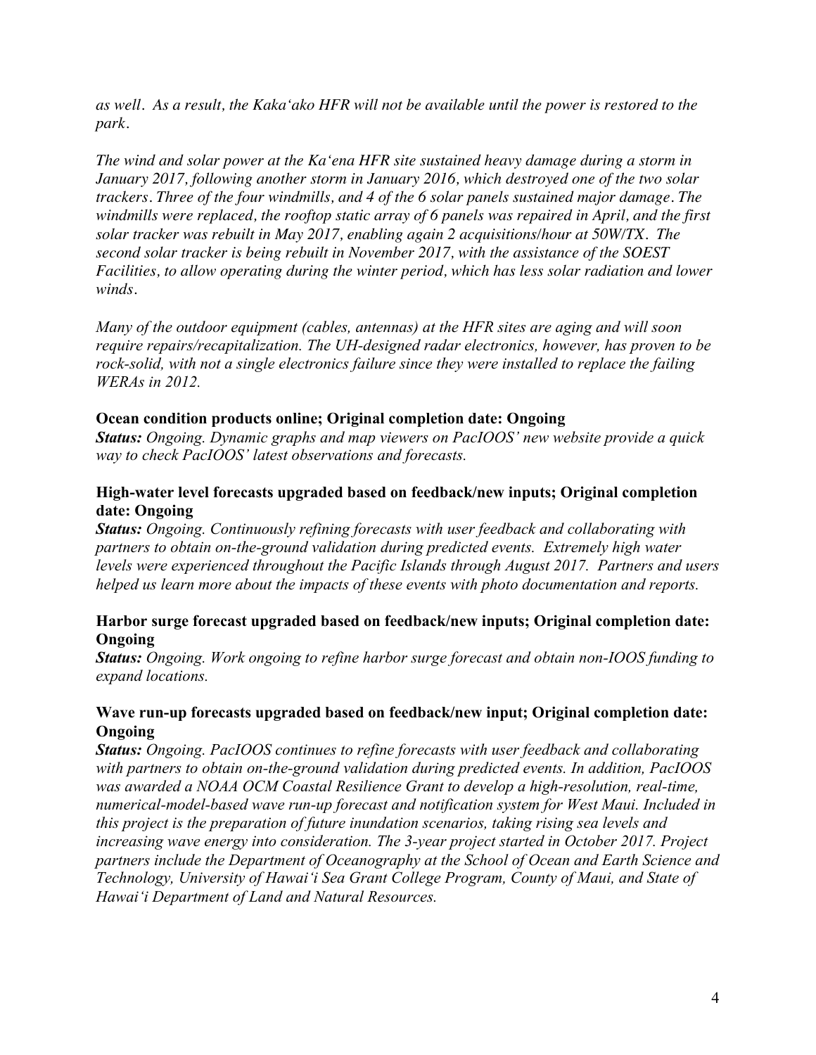*as well. As a result, the Kaka'ako HFR will not be available until the power is restored to the park.*

*The wind and solar power at the Ka'ena HFR site sustained heavy damage during a storm in January 2017, following another storm in January 2016, which destroyed one of the two solar trackers. Three of the four windmills, and 4 of the 6 solar panels sustained major damage. The windmills were replaced, the rooftop static array of 6 panels was repaired in April, and the first solar tracker was rebuilt in May 2017, enabling again 2 acquisitions/hour at 50W/TX. The second solar tracker is being rebuilt in November 2017, with the assistance of the SOEST Facilities, to allow operating during the winter period, which has less solar radiation and lower winds.*

*Many of the outdoor equipment (cables, antennas) at the HFR sites are aging and will soon require repairs/recapitalization. The UH-designed radar electronics, however, has proven to be rock-solid, with not a single electronics failure since they were installed to replace the failing WERAs in 2012.*

**Ocean condition products online; Original completion date: Ongoing**

***Status:*** *Ongoing. Dynamic graphs and map viewers on PacIOOS' new website provide a quick way to check PacIOOS' latest observations and forecasts.*

**High-water level forecasts upgraded based on feedback/new inputs; Original completion date: Ongoing**

***Status:*** *Ongoing. Continuously refining forecasts with user feedback and collaborating with partners to obtain on-the-ground validation during predicted events. Extremely high water levels were experienced throughout the Pacific Islands through August 2017. Partners and users helped us learn more about the impacts of these events with photo documentation and reports.*

**Harbor surge forecast upgraded based on feedback/new inputs; Original completion date: Ongoing**

***Status:*** *Ongoing. Work ongoing to refine harbor surge forecast and obtain non-IOOS funding to expand locations.*

**Wave run-up forecasts upgraded based on feedback/new input; Original completion date: Ongoing**

***Status:*** *Ongoing. PacIOOS continues to refine forecasts with user feedback and collaborating with partners to obtain on-the-ground validation during predicted events. In addition, PacIOOS was awarded a NOAA OCM Coastal Resilience Grant to develop a high-resolution, real-time, numerical-model-based wave run-up forecast and notification system for West Maui. Included in this project is the preparation of future inundation scenarios, taking rising sea levels and increasing wave energy into consideration. The 3-year project started in October 2017. Project partners include the Department of Oceanography at the School of Ocean and Earth Science and Technology, University of Hawai'i Sea Grant College Program, County of Maui, and State of Hawai'i Department of Land and Natural Resources.*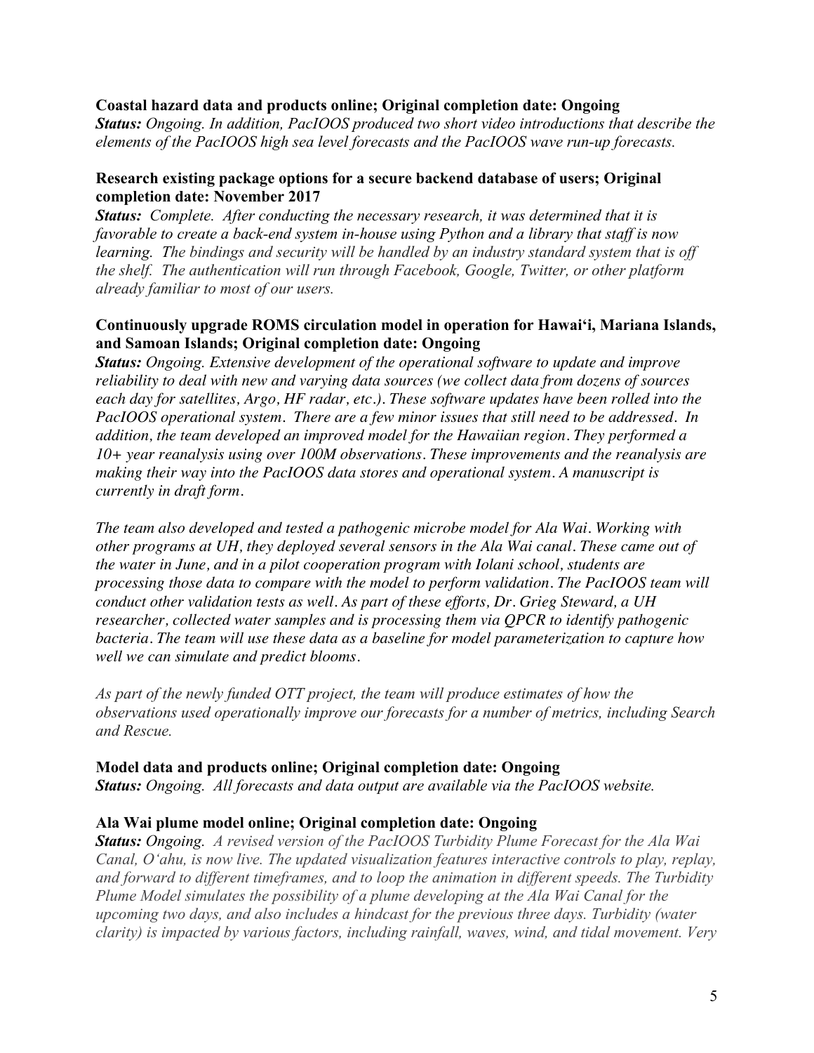**Coastal hazard data and products online; Original completion date: Ongoing**
***Status:*** *Ongoing. In addition, PacIOOS produced two short video introductions that describe the elements of the PacIOOS high sea level forecasts and the PacIOOS wave run-up forecasts.*

**Research existing package options for a secure backend database of users; Original completion date: November 2017**
***Status:*** *Complete. After conducting the necessary research, it was determined that it is favorable to create a back-end system in-house using Python and a library that staff is now learning. The bindings and security will be handled by an industry standard system that is off the shelf. The authentication will run through Facebook, Google, Twitter, or other platform already familiar to most of our users.*

**Continuously upgrade ROMS circulation model in operation for Hawai'i, Mariana Islands, and Samoan Islands; Original completion date: Ongoing**
***Status:*** *Ongoing. Extensive development of the operational software to update and improve reliability to deal with new and varying data sources (we collect data from dozens of sources each day for satellites, Argo, HF radar, etc.). These software updates have been rolled into the PacIOOS operational system. There are a few minor issues that still need to be addressed. In addition, the team developed an improved model for the Hawaiian region. They performed a 10+ year reanalysis using over 100M observations. These improvements and the reanalysis are making their way into the PacIOOS data stores and operational system. A manuscript is currently in draft form.*

*The team also developed and tested a pathogenic microbe model for Ala Wai. Working with other programs at UH, they deployed several sensors in the Ala Wai canal. These came out of the water in June, and in a pilot cooperation program with Iolani school, students are processing those data to compare with the model to perform validation. The PacIOOS team will conduct other validation tests as well. As part of these efforts, Dr. Grieg Steward, a UH researcher, collected water samples and is processing them via QPCR to identify pathogenic bacteria. The team will use these data as a baseline for model parameterization to capture how well we can simulate and predict blooms.*

*As part of the newly funded OTT project, the team will produce estimates of how the observations used operationally improve our forecasts for a number of metrics, including Search and Rescue.*

**Model data and products online; Original completion date: Ongoing**
***Status:*** *Ongoing. All forecasts and data output are available via the PacIOOS website.*

**Ala Wai plume model online; Original completion date: Ongoing**
***Status:*** *Ongoing. A revised version of the PacIOOS Turbidity Plume Forecast for the Ala Wai Canal, O'ahu, is now live. The updated visualization features interactive controls to play, replay, and forward to different timeframes, and to loop the animation in different speeds. The Turbidity Plume Model simulates the possibility of a plume developing at the Ala Wai Canal for the upcoming two days, and also includes a hindcast for the previous three days. Turbidity (water clarity) is impacted by various factors, including rainfall, waves, wind, and tidal movement. Very*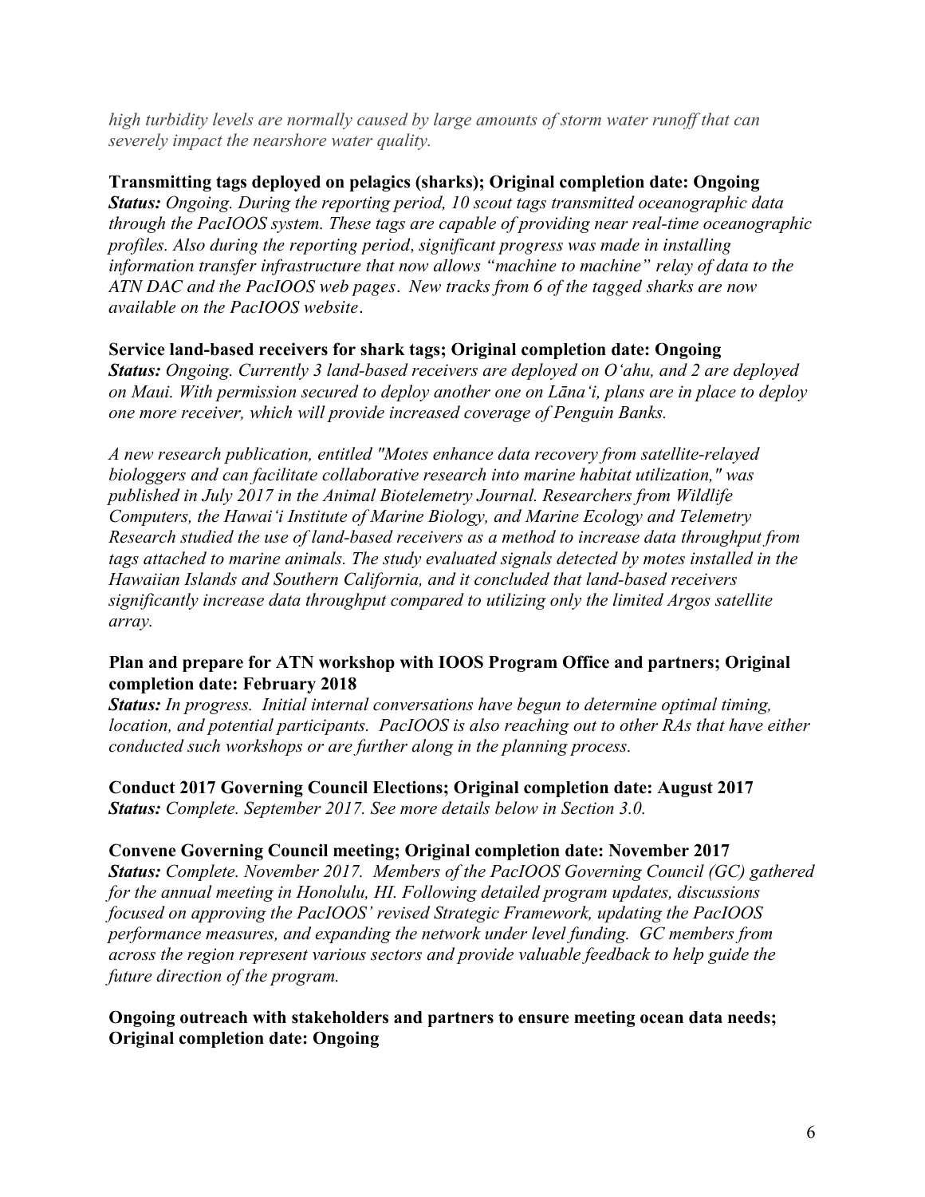*high turbidity levels are normally caused by large amounts of storm water runoff that can severely impact the nearshore water quality.*

**Transmitting tags deployed on pelagics (sharks); Original completion date: Ongoing**
***Status:*** *Ongoing. During the reporting period, 10 scout tags transmitted oceanographic data through the PacIOOS system. These tags are capable of providing near real-time oceanographic profiles. Also during the reporting period, significant progress was made in installing information transfer infrastructure that now allows "machine to machine" relay of data to the ATN DAC and the PacIOOS web pages. New tracks from 6 of the tagged sharks are now available on the PacIOOS website.*

**Service land-based receivers for shark tags; Original completion date: Ongoing**
***Status:*** *Ongoing. Currently 3 land-based receivers are deployed on Oʻahu, and 2 are deployed on Maui. With permission secured to deploy another one on Lānaʻi, plans are in place to deploy one more receiver, which will provide increased coverage of Penguin Banks.*

*A new research publication, entitled "Motes enhance data recovery from satellite-relayed biologgers and can facilitate collaborative research into marine habitat utilization," was published in July 2017 in the Animal Biotelemetry Journal. Researchers from Wildlife Computers, the Hawaiʻi Institute of Marine Biology, and Marine Ecology and Telemetry Research studied the use of land-based receivers as a method to increase data throughput from tags attached to marine animals. The study evaluated signals detected by motes installed in the Hawaiian Islands and Southern California, and it concluded that land-based receivers significantly increase data throughput compared to utilizing only the limited Argos satellite array.*

**Plan and prepare for ATN workshop with IOOS Program Office and partners; Original completion date: February 2018**
***Status:*** *In progress. Initial internal conversations have begun to determine optimal timing, location, and potential participants. PacIOOS is also reaching out to other RAs that have either conducted such workshops or are further along in the planning process.*

**Conduct 2017 Governing Council Elections; Original completion date: August 2017**
***Status:*** *Complete. September 2017. See more details below in Section 3.0.*

**Convene Governing Council meeting; Original completion date: November 2017**
***Status:*** *Complete. November 2017. Members of the PacIOOS Governing Council (GC) gathered for the annual meeting in Honolulu, HI. Following detailed program updates, discussions focused on approving the PacIOOS' revised Strategic Framework, updating the PacIOOS performance measures, and expanding the network under level funding. GC members from across the region represent various sectors and provide valuable feedback to help guide the future direction of the program.*

**Ongoing outreach with stakeholders and partners to ensure meeting ocean data needs; Original completion date: Ongoing**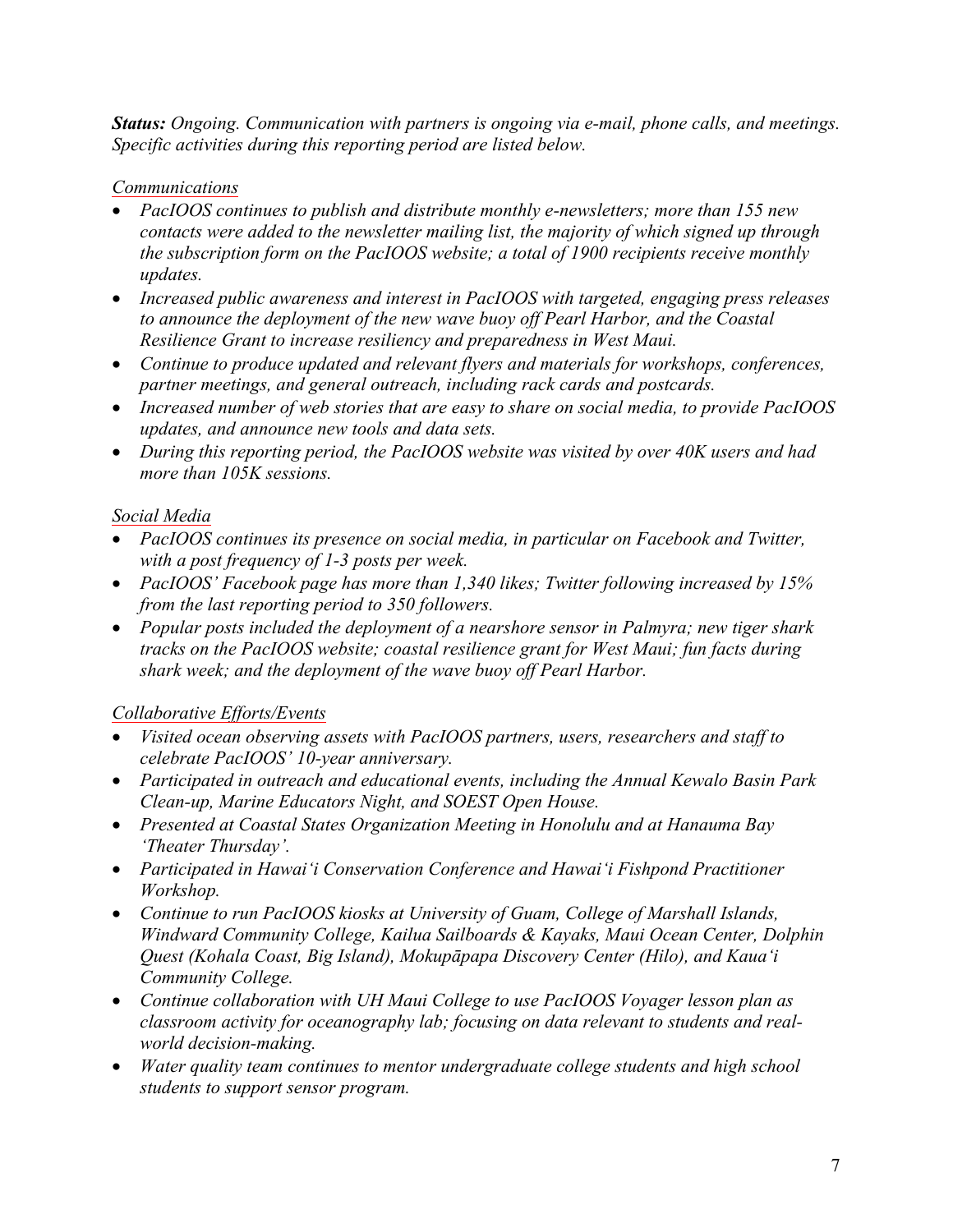***Status:*** *Ongoing. Communication with partners is ongoing via e-mail, phone calls, and meetings. Specific activities during this reporting period are listed below.*

*Communications*

- *PacIOOS continues to publish and distribute monthly e-newsletters; more than 155 new contacts were added to the newsletter mailing list, the majority of which signed up through the subscription form on the PacIOOS website; a total of 1900 recipients receive monthly updates.*
- *Increased public awareness and interest in PacIOOS with targeted, engaging press releases to announce the deployment of the new wave buoy off Pearl Harbor, and the Coastal Resilience Grant to increase resiliency and preparedness in West Maui.*
- *Continue to produce updated and relevant flyers and materials for workshops, conferences, partner meetings, and general outreach, including rack cards and postcards.*
- *Increased number of web stories that are easy to share on social media, to provide PacIOOS updates, and announce new tools and data sets.*
- *During this reporting period, the PacIOOS website was visited by over 40K users and had more than 105K sessions.*

*Social Media*

- *PacIOOS continues its presence on social media, in particular on Facebook and Twitter, with a post frequency of 1-3 posts per week.*
- *PacIOOS' Facebook page has more than 1,340 likes; Twitter following increased by 15% from the last reporting period to 350 followers.*
- *Popular posts included the deployment of a nearshore sensor in Palmyra; new tiger shark tracks on the PacIOOS website; coastal resilience grant for West Maui; fun facts during shark week; and the deployment of the wave buoy off Pearl Harbor.*

*Collaborative Efforts/Events*

- *Visited ocean observing assets with PacIOOS partners, users, researchers and staff to celebrate PacIOOS' 10-year anniversary.*
- *Participated in outreach and educational events, including the Annual Kewalo Basin Park Clean-up, Marine Educators Night, and SOEST Open House.*
- *Presented at Coastal States Organization Meeting in Honolulu and at Hanauma Bay 'Theater Thursday'.*
- *Participated in Hawai'i Conservation Conference and Hawai'i Fishpond Practitioner Workshop.*
- *Continue to run PacIOOS kiosks at University of Guam, College of Marshall Islands, Windward Community College, Kailua Sailboards & Kayaks, Maui Ocean Center, Dolphin Quest (Kohala Coast, Big Island), Mokupāpapa Discovery Center (Hilo), and Kaua'i Community College.*
- *Continue collaboration with UH Maui College to use PacIOOS Voyager lesson plan as classroom activity for oceanography lab; focusing on data relevant to students and real-world decision-making.*
- *Water quality team continues to mentor undergraduate college students and high school students to support sensor program.*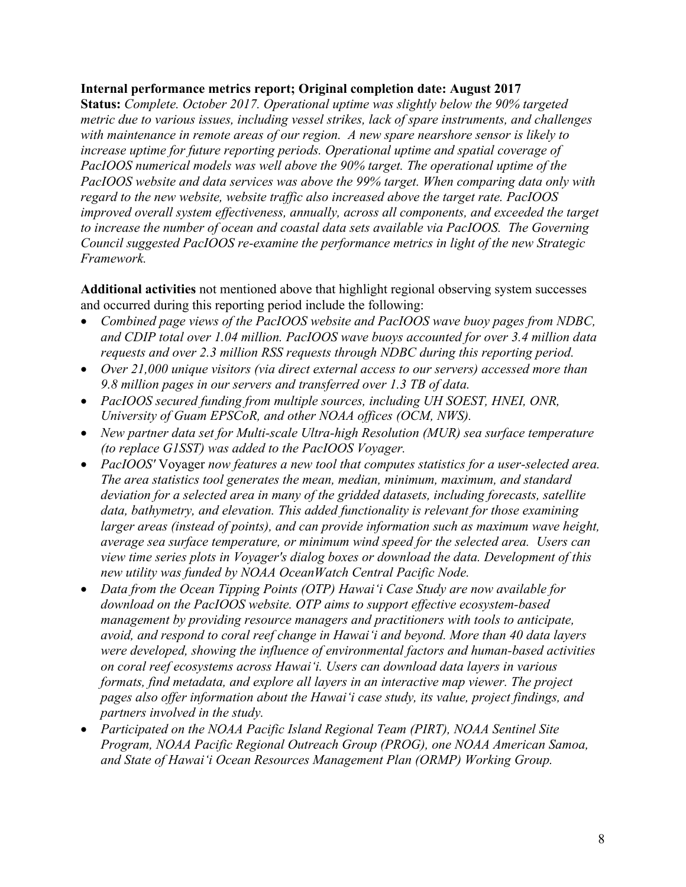**Internal performance metrics report; Original completion date: August 2017**
**Status:** *Complete. October 2017. Operational uptime was slightly below the 90% targeted metric due to various issues, including vessel strikes, lack of spare instruments, and challenges with maintenance in remote areas of our region. A new spare nearshore sensor is likely to increase uptime for future reporting periods. Operational uptime and spatial coverage of PacIOOS numerical models was well above the 90% target. The operational uptime of the PacIOOS website and data services was above the 99% target. When comparing data only with regard to the new website, website traffic also increased above the target rate. PacIOOS improved overall system effectiveness, annually, across all components, and exceeded the target to increase the number of ocean and coastal data sets available via PacIOOS. The Governing Council suggested PacIOOS re-examine the performance metrics in light of the new Strategic Framework.*

**Additional activities** not mentioned above that highlight regional observing system successes and occurred during this reporting period include the following:

- *Combined page views of the PacIOOS website and PacIOOS wave buoy pages from NDBC, and CDIP total over 1.04 million. PacIOOS wave buoys accounted for over 3.4 million data requests and over 2.3 million RSS requests through NDBC during this reporting period.*
- *Over 21,000 unique visitors (via direct external access to our servers) accessed more than 9.8 million pages in our servers and transferred over 1.3 TB of data.*
- *PacIOOS secured funding from multiple sources, including UH SOEST, HNEI, ONR, University of Guam EPSCoR, and other NOAA offices (OCM, NWS).*
- *New partner data set for Multi-scale Ultra-high Resolution (MUR) sea surface temperature (to replace G1SST) was added to the PacIOOS Voyager.*
- *PacIOOS'* Voyager *now features a new tool that computes statistics for a user-selected area. The area statistics tool generates the mean, median, minimum, maximum, and standard deviation for a selected area in many of the gridded datasets, including forecasts, satellite data, bathymetry, and elevation. This added functionality is relevant for those examining larger areas (instead of points), and can provide information such as maximum wave height, average sea surface temperature, or minimum wind speed for the selected area. Users can view time series plots in Voyager's dialog boxes or download the data. Development of this new utility was funded by NOAA OceanWatch Central Pacific Node.*
- *Data from the Ocean Tipping Points (OTP) Hawai'i Case Study are now available for download on the PacIOOS website. OTP aims to support effective ecosystem-based management by providing resource managers and practitioners with tools to anticipate, avoid, and respond to coral reef change in Hawai'i and beyond. More than 40 data layers were developed, showing the influence of environmental factors and human-based activities on coral reef ecosystems across Hawai'i. Users can download data layers in various formats, find metadata, and explore all layers in an interactive map viewer. The project pages also offer information about the Hawai'i case study, its value, project findings, and partners involved in the study.*
- *Participated on the NOAA Pacific Island Regional Team (PIRT), NOAA Sentinel Site Program, NOAA Pacific Regional Outreach Group (PROG), one NOAA American Samoa, and State of Hawai'i Ocean Resources Management Plan (ORMP) Working Group.*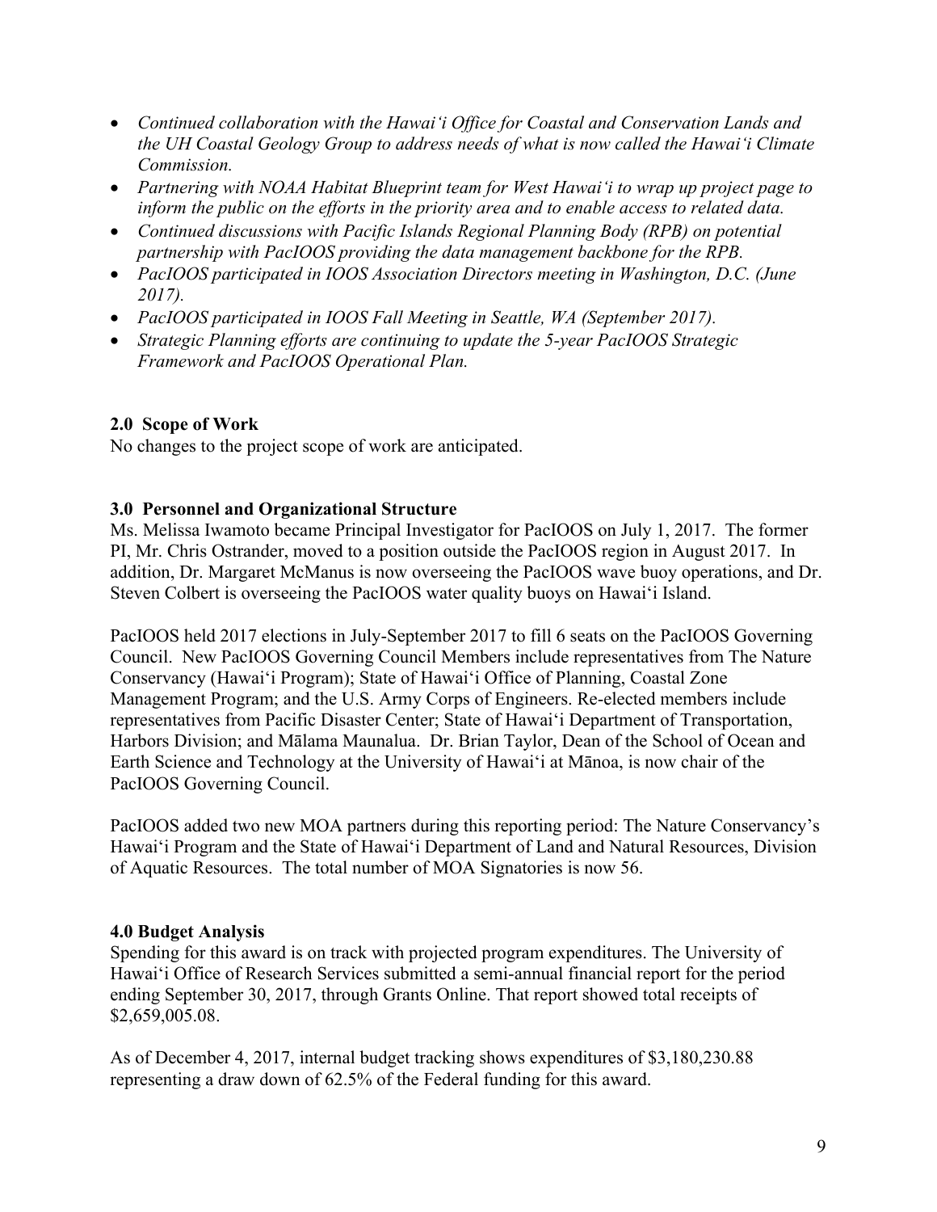- *Continued collaboration with the Hawaiʻi Office for Coastal and Conservation Lands and the UH Coastal Geology Group to address needs of what is now called the Hawaiʻi Climate Commission.*
- *Partnering with NOAA Habitat Blueprint team for West Hawaiʻi to wrap up project page to inform the public on the efforts in the priority area and to enable access to related data.*
- *Continued discussions with Pacific Islands Regional Planning Body (RPB) on potential partnership with PacIOOS providing the data management backbone for the RPB.*
- *PacIOOS participated in IOOS Association Directors meeting in Washington, D.C. (June 2017).*
- *PacIOOS participated in IOOS Fall Meeting in Seattle, WA (September 2017).*
- *Strategic Planning efforts are continuing to update the 5-year PacIOOS Strategic Framework and PacIOOS Operational Plan.*

### 2.0 Scope of Work

No changes to the project scope of work are anticipated.

### 3.0 Personnel and Organizational Structure

Ms. Melissa Iwamoto became Principal Investigator for PacIOOS on July 1, 2017. The former PI, Mr. Chris Ostrander, moved to a position outside the PacIOOS region in August 2017. In addition, Dr. Margaret McManus is now overseeing the PacIOOS wave buoy operations, and Dr. Steven Colbert is overseeing the PacIOOS water quality buoys on Hawaiʻi Island.

PacIOOS held 2017 elections in July-September 2017 to fill 6 seats on the PacIOOS Governing Council. New PacIOOS Governing Council Members include representatives from The Nature Conservancy (Hawaiʻi Program); State of Hawaiʻi Office of Planning, Coastal Zone Management Program; and the U.S. Army Corps of Engineers. Re-elected members include representatives from Pacific Disaster Center; State of Hawaiʻi Department of Transportation, Harbors Division; and Mālama Maunalua. Dr. Brian Taylor, Dean of the School of Ocean and Earth Science and Technology at the University of Hawaiʻi at Mānoa, is now chair of the PacIOOS Governing Council.

PacIOOS added two new MOA partners during this reporting period: The Nature Conservancy's Hawaiʻi Program and the State of Hawaiʻi Department of Land and Natural Resources, Division of Aquatic Resources. The total number of MOA Signatories is now 56.

### 4.0 Budget Analysis

Spending for this award is on track with projected program expenditures. The University of Hawaiʻi Office of Research Services submitted a semi-annual financial report for the period ending September 30, 2017, through Grants Online. That report showed total receipts of $2,659,005.08.

As of December 4, 2017, internal budget tracking shows expenditures of $3,180,230.88 representing a draw down of 62.5% of the Federal funding for this award.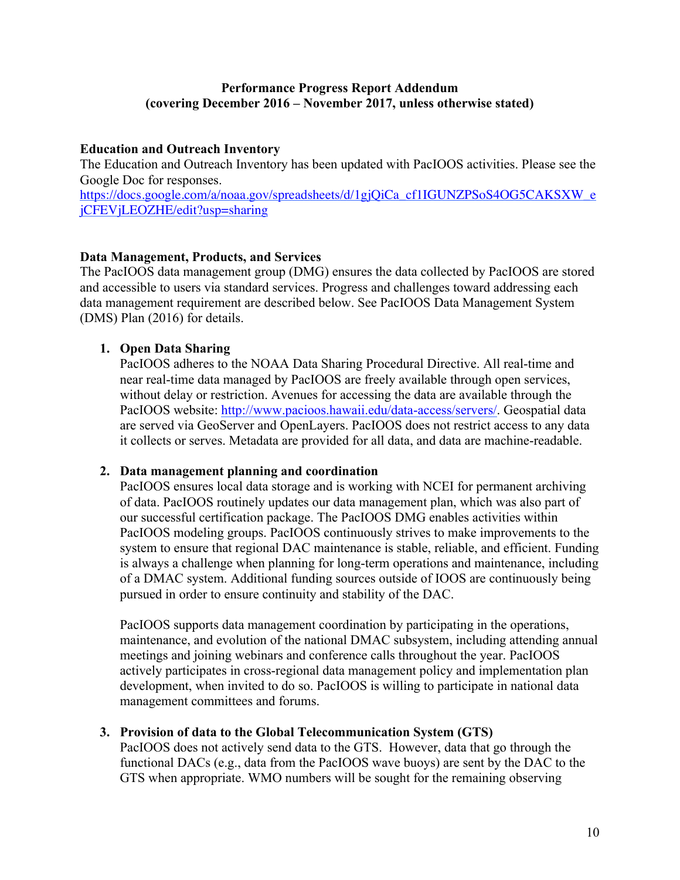**Performance Progress Report Addendum**
**(covering December 2016 – November 2017, unless otherwise stated)**

**Education and Outreach Inventory**

The Education and Outreach Inventory has been updated with PacIOOS activities. Please see the Google Doc for responses.
https://docs.google.com/a/noaa.gov/spreadsheets/d/1gjQiCa_cf1IGUNZPSoS4OG5CAKSXW_ejCFEVjLEOZHE/edit?usp=sharing

**Data Management, Products, and Services**

The PacIOOS data management group (DMG) ensures the data collected by PacIOOS are stored and accessible to users via standard services. Progress and challenges toward addressing each data management requirement are described below. See PacIOOS Data Management System (DMS) Plan (2016) for details.

1. **Open Data Sharing**
   PacIOOS adheres to the NOAA Data Sharing Procedural Directive. All real-time and near real-time data managed by PacIOOS are freely available through open services, without delay or restriction. Avenues for accessing the data are available through the PacIOOS website: http://www.pacioos.hawaii.edu/data-access/servers/. Geospatial data are served via GeoServer and OpenLayers. PacIOOS does not restrict access to any data it collects or serves. Metadata are provided for all data, and data are machine-readable.

2. **Data management planning and coordination**
   PacIOOS ensures local data storage and is working with NCEI for permanent archiving of data. PacIOOS routinely updates our data management plan, which was also part of our successful certification package. The PacIOOS DMG enables activities within PacIOOS modeling groups. PacIOOS continuously strives to make improvements to the system to ensure that regional DAC maintenance is stable, reliable, and efficient. Funding is always a challenge when planning for long-term operations and maintenance, including of a DMAC system. Additional funding sources outside of IOOS are continuously being pursued in order to ensure continuity and stability of the DAC.

   PacIOOS supports data management coordination by participating in the operations, maintenance, and evolution of the national DMAC subsystem, including attending annual meetings and joining webinars and conference calls throughout the year. PacIOOS actively participates in cross-regional data management policy and implementation plan development, when invited to do so. PacIOOS is willing to participate in national data management committees and forums.

3. **Provision of data to the Global Telecommunication System (GTS)**
   PacIOOS does not actively send data to the GTS. However, data that go through the functional DACs (e.g., data from the PacIOOS wave buoys) are sent by the DAC to the GTS when appropriate. WMO numbers will be sought for the remaining observing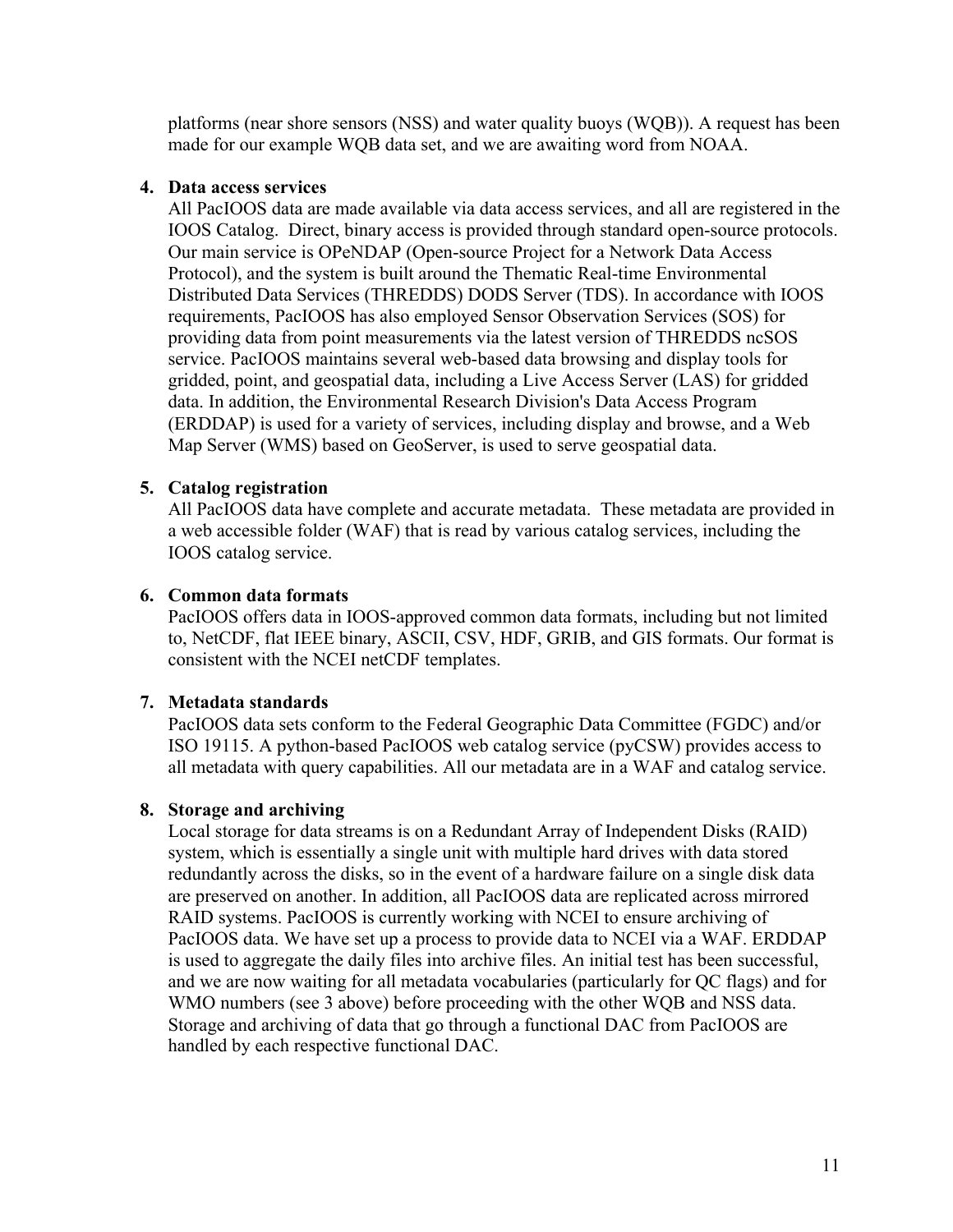platforms (near shore sensors (NSS) and water quality buoys (WQB)). A request has been made for our example WQB data set, and we are awaiting word from NOAA.

4. **Data access services**
   All PacIOOS data are made available via data access services, and all are registered in the IOOS Catalog. Direct, binary access is provided through standard open-source protocols. Our main service is OPeNDAP (Open-source Project for a Network Data Access Protocol), and the system is built around the Thematic Real-time Environmental Distributed Data Services (THREDDS) DODS Server (TDS). In accordance with IOOS requirements, PacIOOS has also employed Sensor Observation Services (SOS) for providing data from point measurements via the latest version of THREDDS ncSOS service. PacIOOS maintains several web-based data browsing and display tools for gridded, point, and geospatial data, including a Live Access Server (LAS) for gridded data. In addition, the Environmental Research Division's Data Access Program (ERDDAP) is used for a variety of services, including display and browse, and a Web Map Server (WMS) based on GeoServer, is used to serve geospatial data.

5. **Catalog registration**
   All PacIOOS data have complete and accurate metadata. These metadata are provided in a web accessible folder (WAF) that is read by various catalog services, including the IOOS catalog service.

6. **Common data formats**
   PacIOOS offers data in IOOS-approved common data formats, including but not limited to, NetCDF, flat IEEE binary, ASCII, CSV, HDF, GRIB, and GIS formats. Our format is consistent with the NCEI netCDF templates.

7. **Metadata standards**
   PacIOOS data sets conform to the Federal Geographic Data Committee (FGDC) and/or ISO 19115. A python-based PacIOOS web catalog service (pyCSW) provides access to all metadata with query capabilities. All our metadata are in a WAF and catalog service.

8. **Storage and archiving**
   Local storage for data streams is on a Redundant Array of Independent Disks (RAID) system, which is essentially a single unit with multiple hard drives with data stored redundantly across the disks, so in the event of a hardware failure on a single disk data are preserved on another. In addition, all PacIOOS data are replicated across mirrored RAID systems. PacIOOS is currently working with NCEI to ensure archiving of PacIOOS data. We have set up a process to provide data to NCEI via a WAF. ERDDAP is used to aggregate the daily files into archive files. An initial test has been successful, and we are now waiting for all metadata vocabularies (particularly for QC flags) and for WMO numbers (see 3 above) before proceeding with the other WQB and NSS data. Storage and archiving of data that go through a functional DAC from PacIOOS are handled by each respective functional DAC.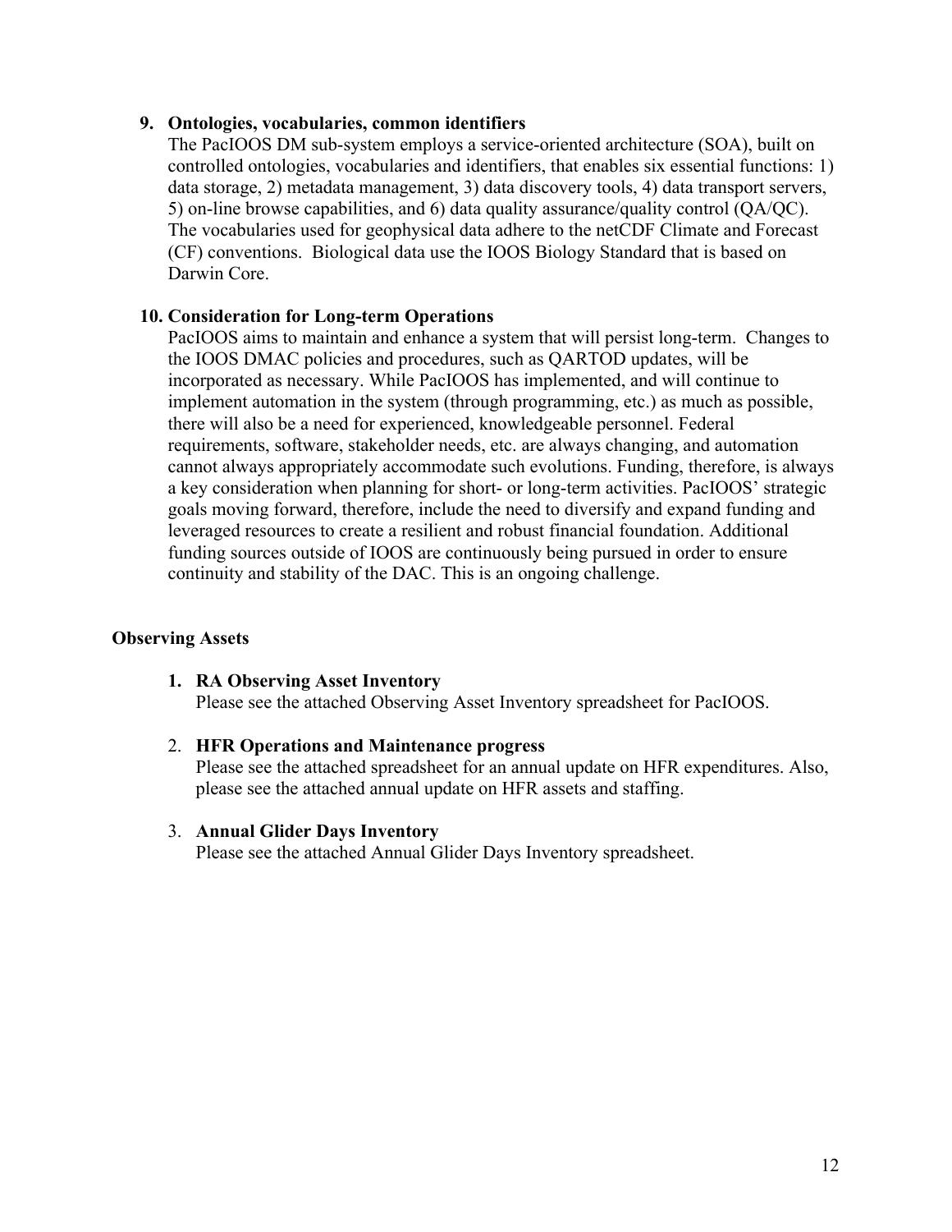9. **Ontologies, vocabularies, common identifiers**
   The PacIOOS DM sub-system employs a service-oriented architecture (SOA), built on controlled ontologies, vocabularies and identifiers, that enables six essential functions: 1) data storage, 2) metadata management, 3) data discovery tools, 4) data transport servers, 5) on-line browse capabilities, and 6) data quality assurance/quality control (QA/QC). The vocabularies used for geophysical data adhere to the netCDF Climate and Forecast (CF) conventions. Biological data use the IOOS Biology Standard that is based on Darwin Core.

10. **Consideration for Long-term Operations**
    PacIOOS aims to maintain and enhance a system that will persist long-term. Changes to the IOOS DMAC policies and procedures, such as QARTOD updates, will be incorporated as necessary. While PacIOOS has implemented, and will continue to implement automation in the system (through programming, etc.) as much as possible, there will also be a need for experienced, knowledgeable personnel. Federal requirements, software, stakeholder needs, etc. are always changing, and automation cannot always appropriately accommodate such evolutions. Funding, therefore, is always a key consideration when planning for short- or long-term activities. PacIOOS' strategic goals moving forward, therefore, include the need to diversify and expand funding and leveraged resources to create a resilient and robust financial foundation. Additional funding sources outside of IOOS are continuously being pursued in order to ensure continuity and stability of the DAC. This is an ongoing challenge.

## Observing Assets

1. **RA Observing Asset Inventory**
   Please see the attached Observing Asset Inventory spreadsheet for PacIOOS.

2. **HFR Operations and Maintenance progress**
   Please see the attached spreadsheet for an annual update on HFR expenditures. Also, please see the attached annual update on HFR assets and staffing.

3. **Annual Glider Days Inventory**
   Please see the attached Annual Glider Days Inventory spreadsheet.